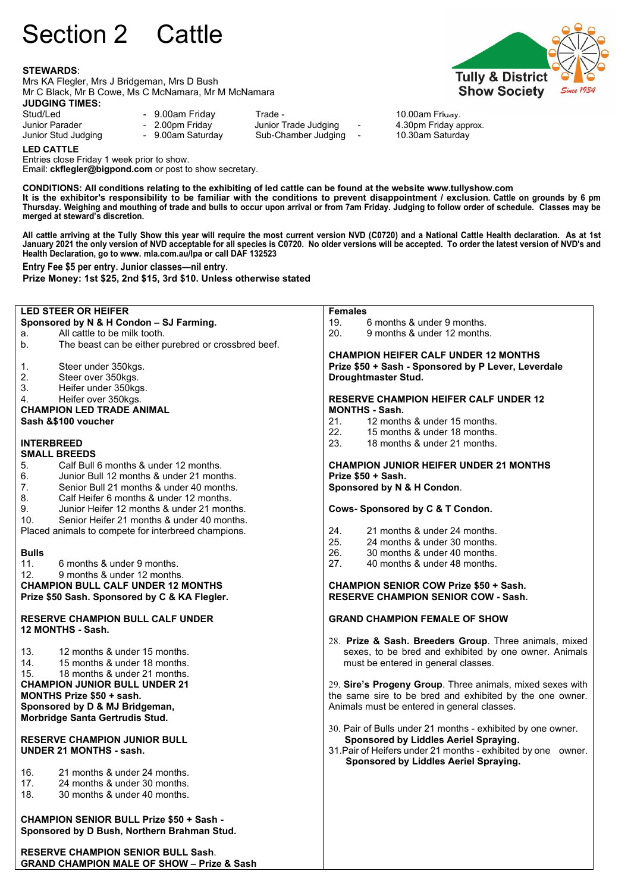# Section 2 Cattle

Tully & District Show Society
Since 1934

**STEWARDS**:
Mrs KA Flegler, Mrs J Bridgeman, Mrs D Bush
Mr C Black, Mr B Cowe, Ms C McNamara, Mr M McNamara

**JUDGING TIMES:**

| | | | |
|---|---|---|---|
| Stud/Led | - 9.00am Friday | Trade - | 10.00am Friday. |
| Junior Parader | - 2.00pm Friday | Junior Trade Judging - | 4.30pm Friday approx. |
| Junior Stud Judging | - 9.00am Saturday | Sub-Chamber Judging - | 10.30am Saturday |

**LED CATTLE**
Entries close Friday 1 week prior to show.
Email: **ckflegler@bigpond.com** or post to show secretary.

**CONDITIONS: All conditions relating to the exhibiting of led cattle can be found at the website www.tullyshow.com**
**It is the exhibitor's responsibility to be familiar with the conditions to prevent disappointment / exclusion. Cattle on grounds by 6 pm Thursday. Weighing and mouthing of trade and bulls to occur upon arrival or from 7am Friday. Judging to follow order of schedule. Classes may be merged at steward's discretion.**

**All cattle arriving at the Tully Show this year will require the most current version NVD (C0720) and a National Cattle Health declaration. As at 1st January 2021 the only version of NVD acceptable for all species is C0720. No older versions will be accepted. To order the latest version of NVD's and Health Declaration, go to www. mla.com.au/lpa or call DAF 132523**

**Entry Fee $5 per entry. Junior classes—nil entry.**
**Prize Money: 1st $25, 2nd $15, 3rd $10. Unless otherwise stated**

**LED STEER OR HEIFER**
**Sponsored by N & H Condon – SJ Farming.**

a. All cattle to be milk tooth.
b. The beast can be either purebred or crossbred beef.

1. Steer under 350kgs.
2. Steer over 350kgs.
3. Heifer under 350kgs.
4. Heifer over 350kgs.

**CHAMPION LED TRADE ANIMAL**
**Sash &$100 voucher**

**INTERBREED**
**SMALL BREEDS**

5. Calf Bull 6 months & under 12 months.
6. Junior Bull 12 months & under 21 months.
7. Senior Bull 21 months & under 40 months.
8. Calf Heifer 6 months & under 12 months.
9. Junior Heifer 12 months & under 21 months.
10. Senior Heifer 21 months & under 40 months.

Placed animals to compete for interbreed champions.

**Bulls**

11. 6 months & under 9 months.
12. 9 months & under 12 months.

**CHAMPION BULL CALF UNDER 12 MONTHS**
**Prize $50 Sash. Sponsored by C & KA Flegler.**

**RESERVE CHAMPION BULL CALF UNDER 12 MONTHS - Sash.**

13. 12 months & under 15 months.
14. 15 months & under 18 months.
15. 18 months & under 21 months.

**CHAMPION JUNIOR BULL UNDER 21 MONTHS Prize $50 + sash.**
**Sponsored by D & MJ Bridgeman, Morbridge Santa Gertrudis Stud.**

**RESERVE CHAMPION JUNIOR BULL UNDER 21 MONTHS - sash.**

16. 21 months & under 24 months.
17. 24 months & under 30 months.
18. 30 months & under 40 months.

**CHAMPION SENIOR BULL Prize $50 + Sash - Sponsored by D Bush, Northern Brahman Stud.**

**RESERVE CHAMPION SENIOR BULL Sash.**
**GRAND CHAMPION MALE OF SHOW – Prize & Sash**

**Females**

19. 6 months & under 9 months.
20. 9 months & under 12 months.

**CHAMPION HEIFER CALF UNDER 12 MONTHS**
**Prize $50 + Sash - Sponsored by P Lever, Leverdale Droughtmaster Stud.**

**RESERVE CHAMPION HEIFER CALF UNDER 12 MONTHS - Sash.**

21. 12 months & under 15 months.
22. 15 months & under 18 months.
23. 18 months & under 21 months.

**CHAMPION JUNIOR HEIFER UNDER 21 MONTHS**
**Prize $50 + Sash.**
**Sponsored by N & H Condon.**

**Cows- Sponsored by C & T Condon.**

24. 21 months & under 24 months.
25. 24 months & under 30 months.
26. 30 months & under 40 months.
27. 40 months & under 48 months.

**CHAMPION SENIOR COW Prize $50 + Sash.**
**RESERVE CHAMPION SENIOR COW - Sash.**

**GRAND CHAMPION FEMALE OF SHOW**

28. **Prize & Sash. Breeders Group**. Three animals, mixed sexes, to be bred and exhibited by one owner. Animals must be entered in general classes.

29. **Sire's Progeny Group**. Three animals, mixed sexes with the same sire to be bred and exhibited by the one owner. Animals must be entered in general classes.

30. Pair of Bulls under 21 months - exhibited by one owner. **Sponsored by Liddles Aeriel Spraying.**

31. Pair of Heifers under 21 months - exhibited by one owner. **Sponsored by Liddles Aeriel Spraying.**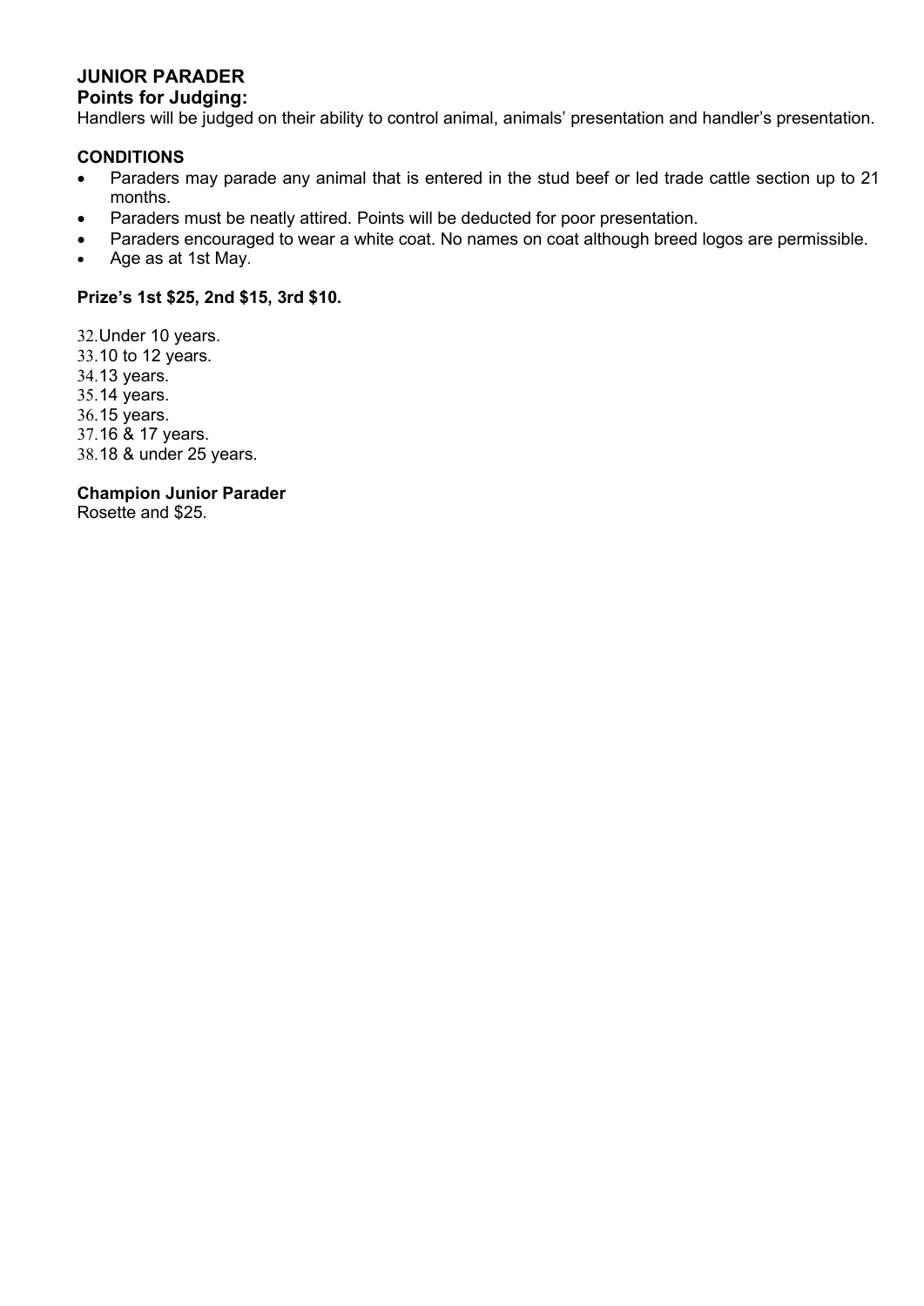# JUNIOR PARADER

## Points for Judging:

Handlers will be judged on their ability to control animal, animals' presentation and handler's presentation.

### CONDITIONS

- Paraders may parade any animal that is entered in the stud beef or led trade cattle section up to 21 months.
- Paraders must be neatly attired. Points will be deducted for poor presentation.
- Paraders encouraged to wear a white coat. No names on coat although breed logos are permissible.
- Age as at 1st May.

**Prize's 1st $25, 2nd $15, 3rd $10.**

32. Under 10 years.
33. 10 to 12 years.
34. 13 years.
35. 14 years.
36. 15 years.
37. 16 & 17 years.
38. 18 & under 25 years.

**Champion Junior Parader**

Rosette and $25.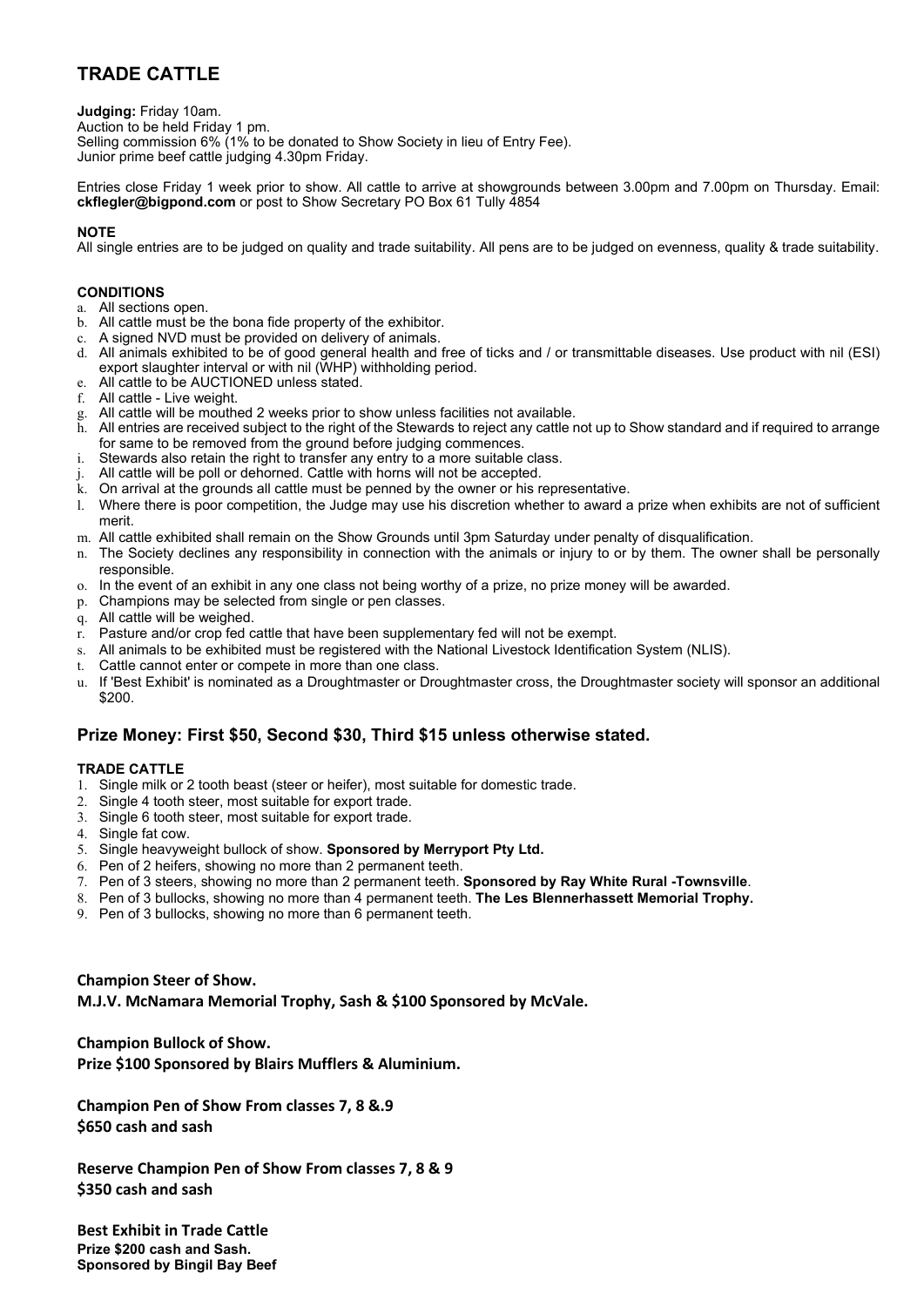# TRADE CATTLE

**Judging:** Friday 10am.
Auction to be held Friday 1 pm.
Selling commission 6% (1% to be donated to Show Society in lieu of Entry Fee).
Junior prime beef cattle judging 4.30pm Friday.

Entries close Friday 1 week prior to show. All cattle to arrive at showgrounds between 3.00pm and 7.00pm on Thursday. Email: **ckflegler@bigpond.com** or post to Show Secretary PO Box 61 Tully 4854

**NOTE**

All single entries are to be judged on quality and trade suitability. All pens are to be judged on evenness, quality & trade suitability.

**CONDITIONS**

a. All sections open.
b. All cattle must be the bona fide property of the exhibitor.
c. A signed NVD must be provided on delivery of animals.
d. All animals exhibited to be of good general health and free of ticks and / or transmittable diseases. Use product with nil (ESI) export slaughter interval or with nil (WHP) withholding period.
e. All cattle to be AUCTIONED unless stated.
f. All cattle - Live weight.
g. All cattle will be mouthed 2 weeks prior to show unless facilities not available.
h. All entries are received subject to the right of the Stewards to reject any cattle not up to Show standard and if required to arrange for same to be removed from the ground before judging commences.
i. Stewards also retain the right to transfer any entry to a more suitable class.
j. All cattle will be poll or dehorned. Cattle with horns will not be accepted.
k. On arrival at the grounds all cattle must be penned by the owner or his representative.
l. Where there is poor competition, the Judge may use his discretion whether to award a prize when exhibits are not of sufficient merit.
m. All cattle exhibited shall remain on the Show Grounds until 3pm Saturday under penalty of disqualification.
n. The Society declines any responsibility in connection with the animals or injury to or by them. The owner shall be personally responsible.
o. In the event of an exhibit in any one class not being worthy of a prize, no prize money will be awarded.
p. Champions may be selected from single or pen classes.
q. All cattle will be weighed.
r. Pasture and/or crop fed cattle that have been supplementary fed will not be exempt.
s. All animals to be exhibited must be registered with the National Livestock Identification System (NLIS).
t. Cattle cannot enter or compete in more than one class.
u. If 'Best Exhibit' is nominated as a Droughtmaster or Droughtmaster cross, the Droughtmaster society will sponsor an additional $200.

## Prize Money: First $50, Second $30, Third $15 unless otherwise stated.

**TRADE CATTLE**

1. Single milk or 2 tooth beast (steer or heifer), most suitable for domestic trade.
2. Single 4 tooth steer, most suitable for export trade.
3. Single 6 tooth steer, most suitable for export trade.
4. Single fat cow.
5. Single heavyweight bullock of show. **Sponsored by Merryport Pty Ltd.**
6. Pen of 2 heifers, showing no more than 2 permanent teeth.
7. Pen of 3 steers, showing no more than 2 permanent teeth. **Sponsored by Ray White Rural -Townsville**.
8. Pen of 3 bullocks, showing no more than 4 permanent teeth. **The Les Blennerhassett Memorial Trophy.**
9. Pen of 3 bullocks, showing no more than 6 permanent teeth.

**Champion Steer of Show.**
**M.J.V. McNamara Memorial Trophy, Sash & $100 Sponsored by McVale.**

**Champion Bullock of Show.**
**Prize $100 Sponsored by Blairs Mufflers & Aluminium.**

**Champion Pen of Show From classes 7, 8 &.9**
**$650 cash and sash**

**Reserve Champion Pen of Show From classes 7, 8 & 9**
**$350 cash and sash**

**Best Exhibit in Trade Cattle**
**Prize $200 cash and Sash.**
**Sponsored by Bingil Bay Beef**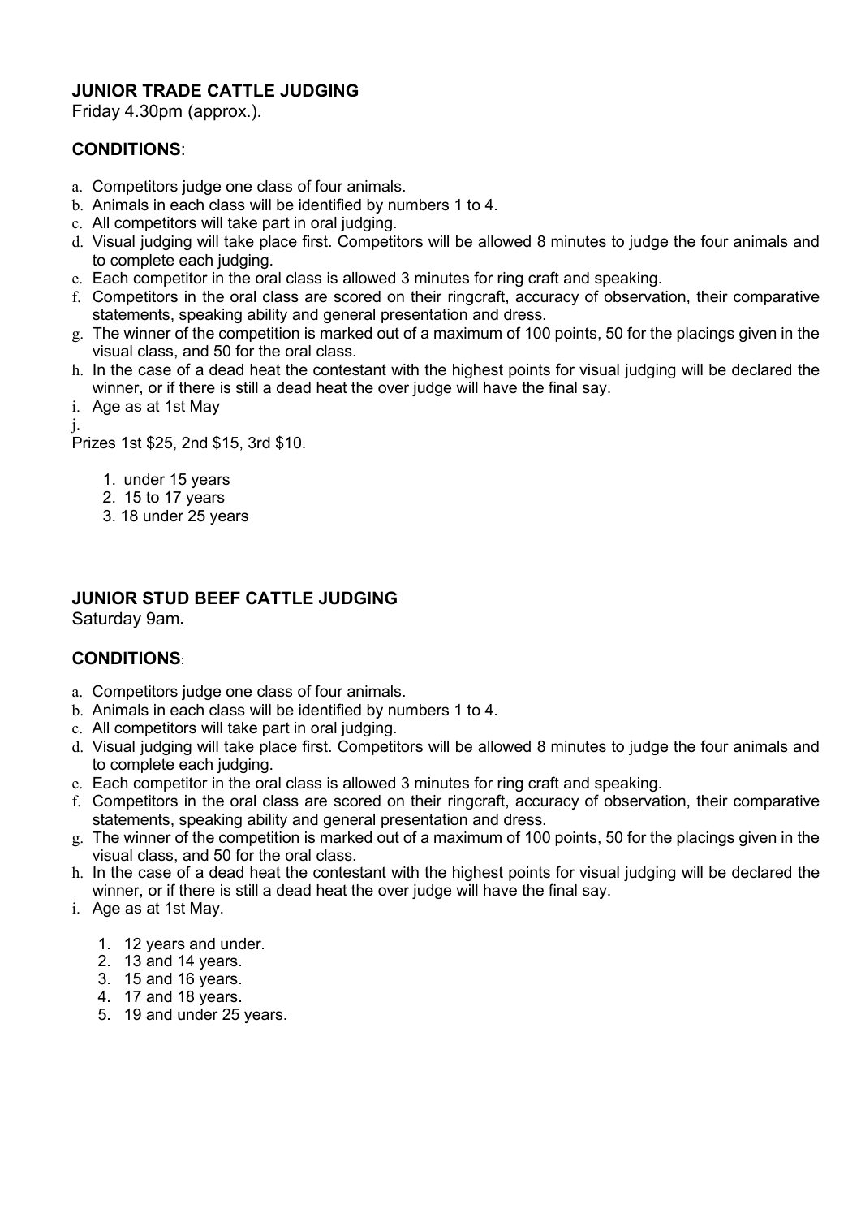**JUNIOR TRADE CATTLE JUDGING**
Friday 4.30pm (approx.).

**CONDITIONS**:

a. Competitors judge one class of four animals.
b. Animals in each class will be identified by numbers 1 to 4.
c. All competitors will take part in oral judging.
d. Visual judging will take place first. Competitors will be allowed 8 minutes to judge the four animals and to complete each judging.
e. Each competitor in the oral class is allowed 3 minutes for ring craft and speaking.
f. Competitors in the oral class are scored on their ringcraft, accuracy of observation, their comparative statements, speaking ability and general presentation and dress.
g. The winner of the competition is marked out of a maximum of 100 points, 50 for the placings given in the visual class, and 50 for the oral class.
h. In the case of a dead heat the contestant with the highest points for visual judging will be declared the winner, or if there is still a dead heat the over judge will have the final say.
i. Age as at 1st May
j.

Prizes 1st $25, 2nd $15, 3rd $10.

1. under 15 years
2. 15 to 17 years
3. 18 under 25 years

**JUNIOR STUD BEEF CATTLE JUDGING**
Saturday 9am**.**

**CONDITIONS**:

a. Competitors judge one class of four animals.
b. Animals in each class will be identified by numbers 1 to 4.
c. All competitors will take part in oral judging.
d. Visual judging will take place first. Competitors will be allowed 8 minutes to judge the four animals and to complete each judging.
e. Each competitor in the oral class is allowed 3 minutes for ring craft and speaking.
f. Competitors in the oral class are scored on their ringcraft, accuracy of observation, their comparative statements, speaking ability and general presentation and dress.
g. The winner of the competition is marked out of a maximum of 100 points, 50 for the placings given in the visual class, and 50 for the oral class.
h. In the case of a dead heat the contestant with the highest points for visual judging will be declared the winner, or if there is still a dead heat the over judge will have the final say.
i. Age as at 1st May.

1. 12 years and under.
2. 13 and 14 years.
3. 15 and 16 years.
4. 17 and 18 years.
5. 19 and under 25 years.